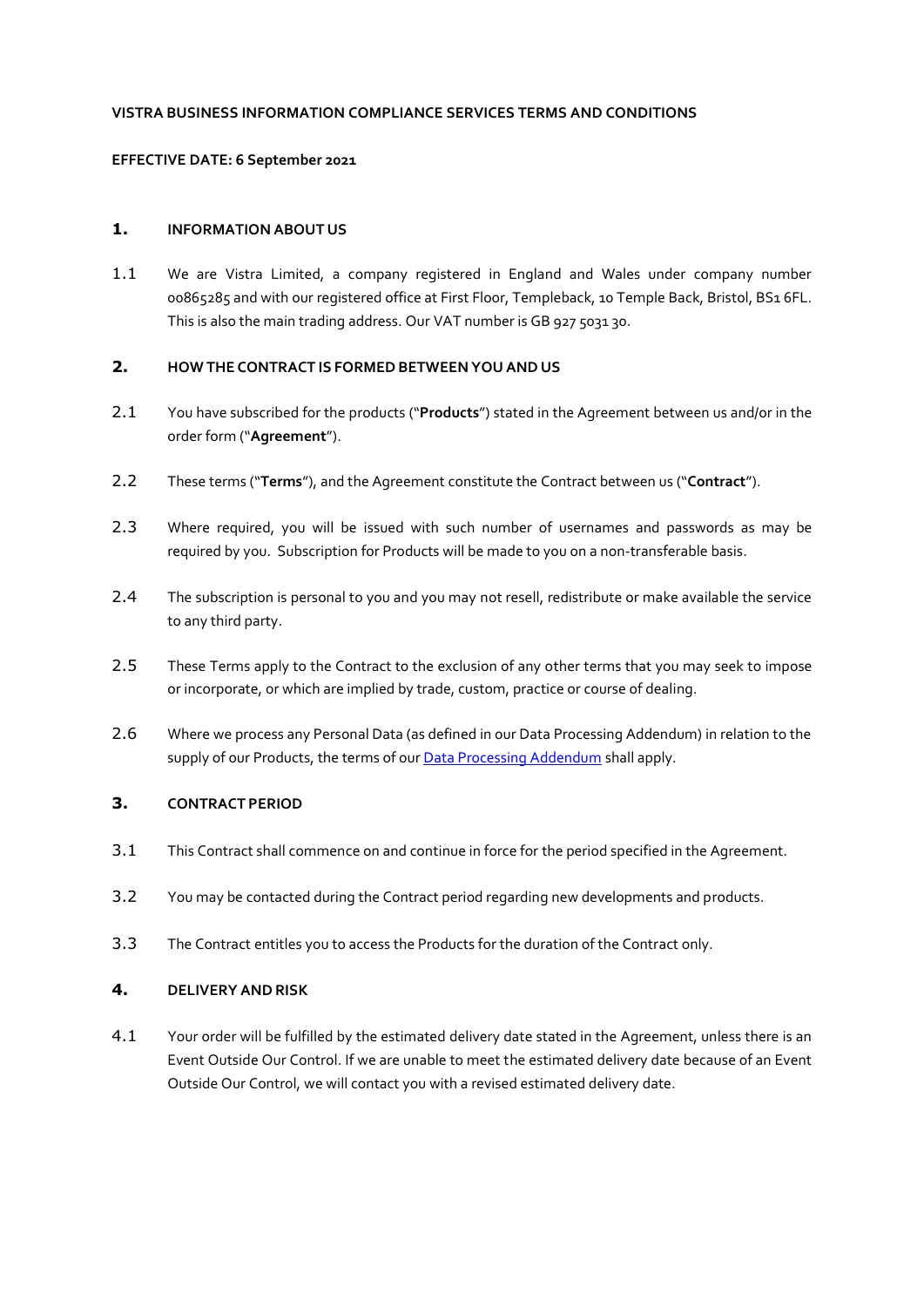**VISTRA BUSINESS INFORMATION COMPLIANCE SERVICES TERMS AND CONDITIONS**

**EFFECTIVE DATE: 6 September 2021**

## 1. INFORMATION ABOUT US

1.1 We are Vistra Limited, a company registered in England and Wales under company number 00865285 and with our registered office at First Floor, Templeback, 10 Temple Back, Bristol, BS1 6FL. This is also the main trading address. Our VAT number is GB 927 5031 30.

## 2. HOW THE CONTRACT IS FORMED BETWEEN YOU AND US

2.1 You have subscribed for the products ("**Products**") stated in the Agreement between us and/or in the order form ("**Agreement**").

2.2 These terms ("**Terms**"), and the Agreement constitute the Contract between us ("**Contract**").

2.3 Where required, you will be issued with such number of usernames and passwords as may be required by you. Subscription for Products will be made to you on a non-transferable basis.

2.4 The subscription is personal to you and you may not resell, redistribute or make available the service to any third party.

2.5 These Terms apply to the Contract to the exclusion of any other terms that you may seek to impose or incorporate, or which are implied by trade, custom, practice or course of dealing.

2.6 Where we process any Personal Data (as defined in our Data Processing Addendum) in relation to the supply of our Products, the terms of our Data Processing Addendum shall apply.

## 3. CONTRACT PERIOD

3.1 This Contract shall commence on and continue in force for the period specified in the Agreement.

3.2 You may be contacted during the Contract period regarding new developments and products.

3.3 The Contract entitles you to access the Products for the duration of the Contract only.

## 4. DELIVERY AND RISK

4.1 Your order will be fulfilled by the estimated delivery date stated in the Agreement, unless there is an Event Outside Our Control. If we are unable to meet the estimated delivery date because of an Event Outside Our Control, we will contact you with a revised estimated delivery date.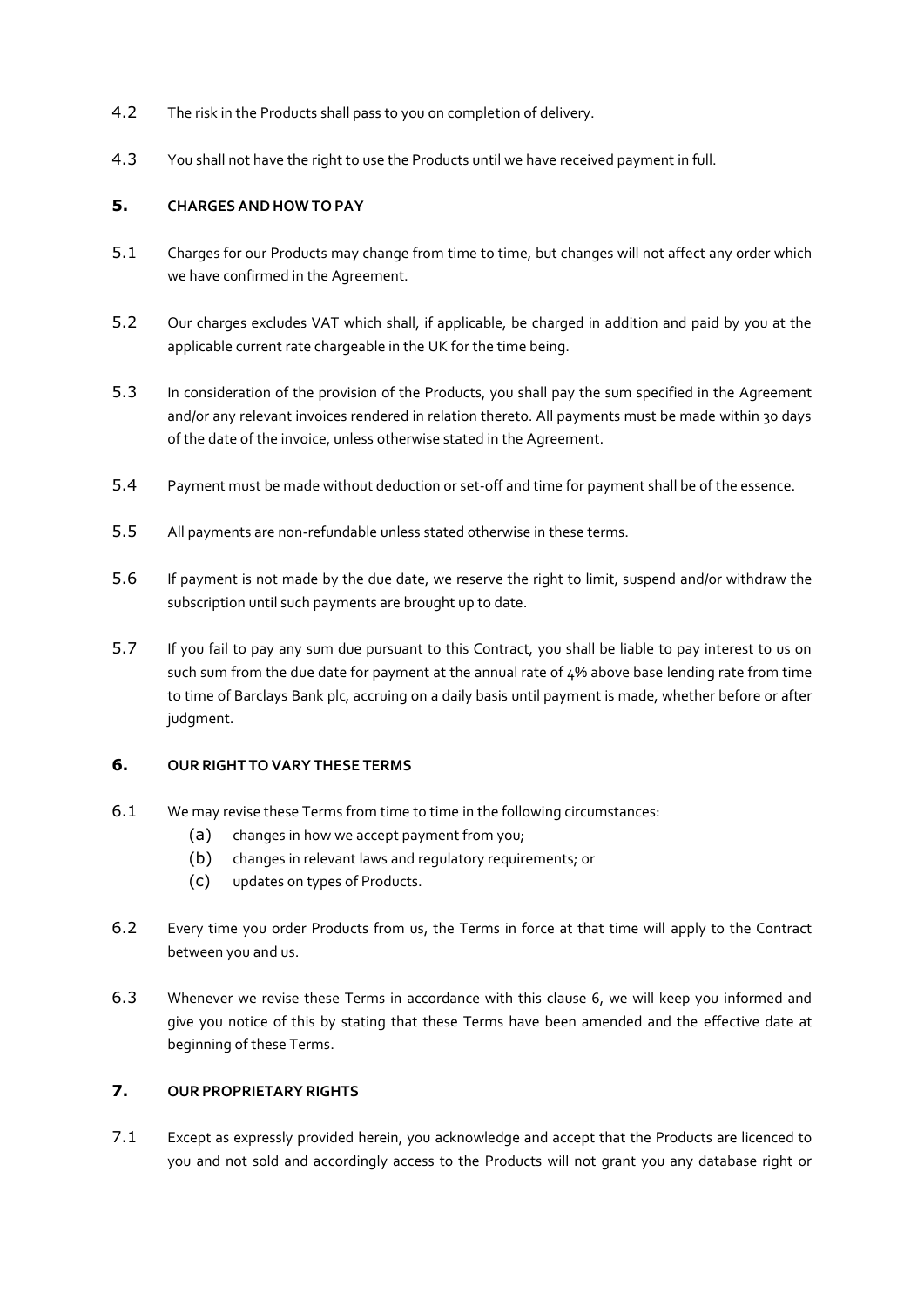4.2 The risk in the Products shall pass to you on completion of delivery.

4.3 You shall not have the right to use the Products until we have received payment in full.

## 5. CHARGES AND HOW TO PAY

5.1 Charges for our Products may change from time to time, but changes will not affect any order which we have confirmed in the Agreement.

5.2 Our charges excludes VAT which shall, if applicable, be charged in addition and paid by you at the applicable current rate chargeable in the UK for the time being.

5.3 In consideration of the provision of the Products, you shall pay the sum specified in the Agreement and/or any relevant invoices rendered in relation thereto. All payments must be made within 30 days of the date of the invoice, unless otherwise stated in the Agreement.

5.4 Payment must be made without deduction or set-off and time for payment shall be of the essence.

5.5 All payments are non-refundable unless stated otherwise in these terms.

5.6 If payment is not made by the due date, we reserve the right to limit, suspend and/or withdraw the subscription until such payments are brought up to date.

5.7 If you fail to pay any sum due pursuant to this Contract, you shall be liable to pay interest to us on such sum from the due date for payment at the annual rate of 4% above base lending rate from time to time of Barclays Bank plc, accruing on a daily basis until payment is made, whether before or after judgment.

## 6. OUR RIGHT TO VARY THESE TERMS

6.1 We may revise these Terms from time to time in the following circumstances:

(a) changes in how we accept payment from you;
(b) changes in relevant laws and regulatory requirements; or
(c) updates on types of Products.

6.2 Every time you order Products from us, the Terms in force at that time will apply to the Contract between you and us.

6.3 Whenever we revise these Terms in accordance with this clause 6, we will keep you informed and give you notice of this by stating that these Terms have been amended and the effective date at beginning of these Terms.

## 7. OUR PROPRIETARY RIGHTS

7.1 Except as expressly provided herein, you acknowledge and accept that the Products are licenced to you and not sold and accordingly access to the Products will not grant you any database right or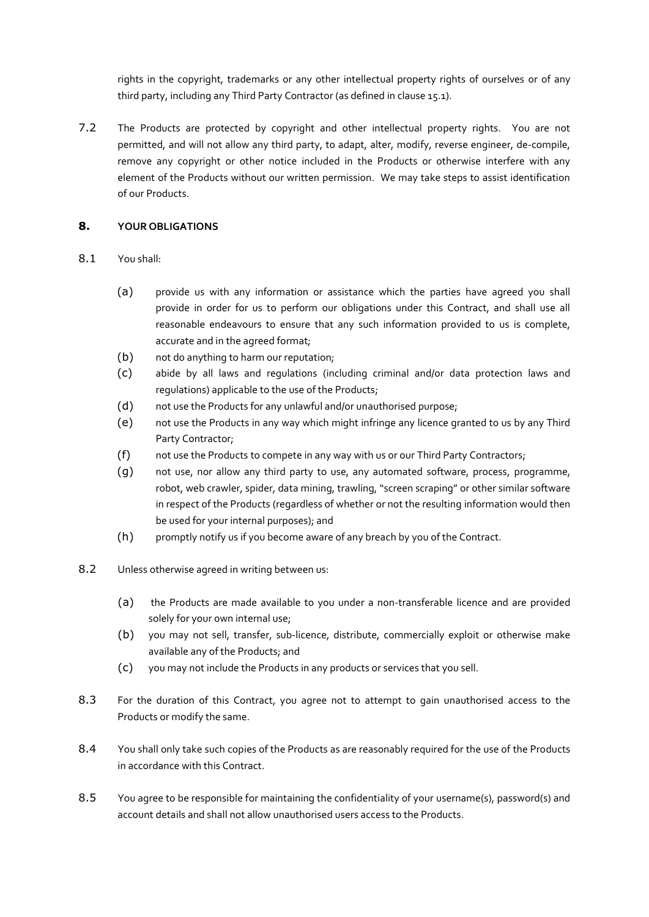rights in the copyright, trademarks or any other intellectual property rights of ourselves or of any third party, including any Third Party Contractor (as defined in clause 15.1).

7.2 The Products are protected by copyright and other intellectual property rights. You are not permitted, and will not allow any third party, to adapt, alter, modify, reverse engineer, de-compile, remove any copyright or other notice included in the Products or otherwise interfere with any element of the Products without our written permission. We may take steps to assist identification of our Products.

## 8. YOUR OBLIGATIONS

8.1 You shall:

(a) provide us with any information or assistance which the parties have agreed you shall provide in order for us to perform our obligations under this Contract, and shall use all reasonable endeavours to ensure that any such information provided to us is complete, accurate and in the agreed format;

(b) not do anything to harm our reputation;

(c) abide by all laws and regulations (including criminal and/or data protection laws and regulations) applicable to the use of the Products;

(d) not use the Products for any unlawful and/or unauthorised purpose;

(e) not use the Products in any way which might infringe any licence granted to us by any Third Party Contractor;

(f) not use the Products to compete in any way with us or our Third Party Contractors;

(g) not use, nor allow any third party to use, any automated software, process, programme, robot, web crawler, spider, data mining, trawling, "screen scraping" or other similar software in respect of the Products (regardless of whether or not the resulting information would then be used for your internal purposes); and

(h) promptly notify us if you become aware of any breach by you of the Contract.

8.2 Unless otherwise agreed in writing between us:

(a) the Products are made available to you under a non-transferable licence and are provided solely for your own internal use;

(b) you may not sell, transfer, sub-licence, distribute, commercially exploit or otherwise make available any of the Products; and

(c) you may not include the Products in any products or services that you sell.

8.3 For the duration of this Contract, you agree not to attempt to gain unauthorised access to the Products or modify the same.

8.4 You shall only take such copies of the Products as are reasonably required for the use of the Products in accordance with this Contract.

8.5 You agree to be responsible for maintaining the confidentiality of your username(s), password(s) and account details and shall not allow unauthorised users access to the Products.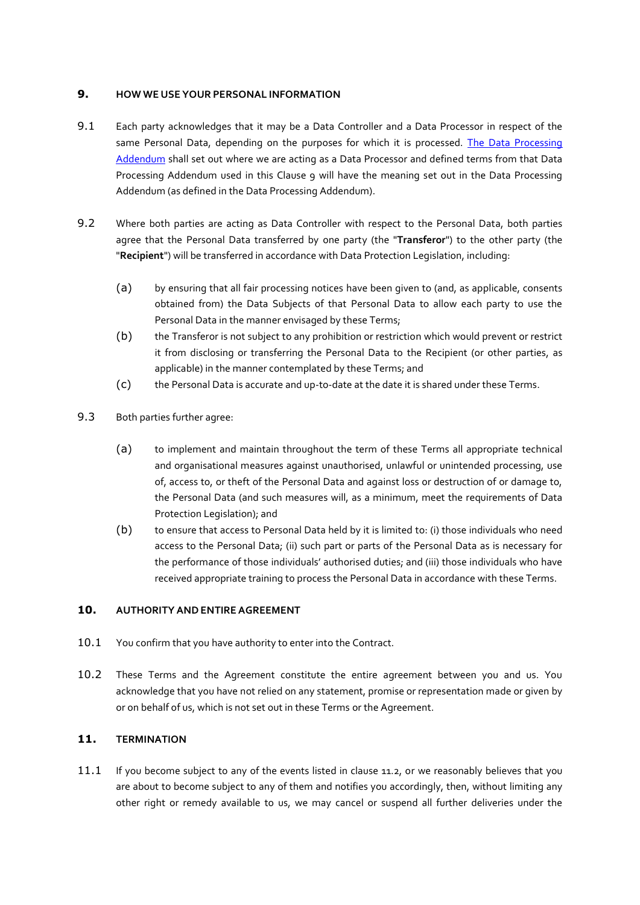## 9. HOW WE USE YOUR PERSONAL INFORMATION

9.1 Each party acknowledges that it may be a Data Controller and a Data Processor in respect of the same Personal Data, depending on the purposes for which it is processed. [The Data Processing Addendum]() shall set out where we are acting as a Data Processor and defined terms from that Data Processing Addendum used in this Clause 9 will have the meaning set out in the Data Processing Addendum (as defined in the Data Processing Addendum).

9.2 Where both parties are acting as Data Controller with respect to the Personal Data, both parties agree that the Personal Data transferred by one party (the "**Transferor**") to the other party (the "**Recipient**") will be transferred in accordance with Data Protection Legislation, including:

(a) by ensuring that all fair processing notices have been given to (and, as applicable, consents obtained from) the Data Subjects of that Personal Data to allow each party to use the Personal Data in the manner envisaged by these Terms;

(b) the Transferor is not subject to any prohibition or restriction which would prevent or restrict it from disclosing or transferring the Personal Data to the Recipient (or other parties, as applicable) in the manner contemplated by these Terms; and

(c) the Personal Data is accurate and up-to-date at the date it is shared under these Terms.

9.3 Both parties further agree:

(a) to implement and maintain throughout the term of these Terms all appropriate technical and organisational measures against unauthorised, unlawful or unintended processing, use of, access to, or theft of the Personal Data and against loss or destruction of or damage to, the Personal Data (and such measures will, as a minimum, meet the requirements of Data Protection Legislation); and

(b) to ensure that access to Personal Data held by it is limited to: (i) those individuals who need access to the Personal Data; (ii) such part or parts of the Personal Data as is necessary for the performance of those individuals' authorised duties; and (iii) those individuals who have received appropriate training to process the Personal Data in accordance with these Terms.

## 10. AUTHORITY AND ENTIRE AGREEMENT

10.1 You confirm that you have authority to enter into the Contract.

10.2 These Terms and the Agreement constitute the entire agreement between you and us. You acknowledge that you have not relied on any statement, promise or representation made or given by or on behalf of us, which is not set out in these Terms or the Agreement.

## 11. TERMINATION

11.1 If you become subject to any of the events listed in clause 11.2, or we reasonably believes that you are about to become subject to any of them and notifies you accordingly, then, without limiting any other right or remedy available to us, we may cancel or suspend all further deliveries under the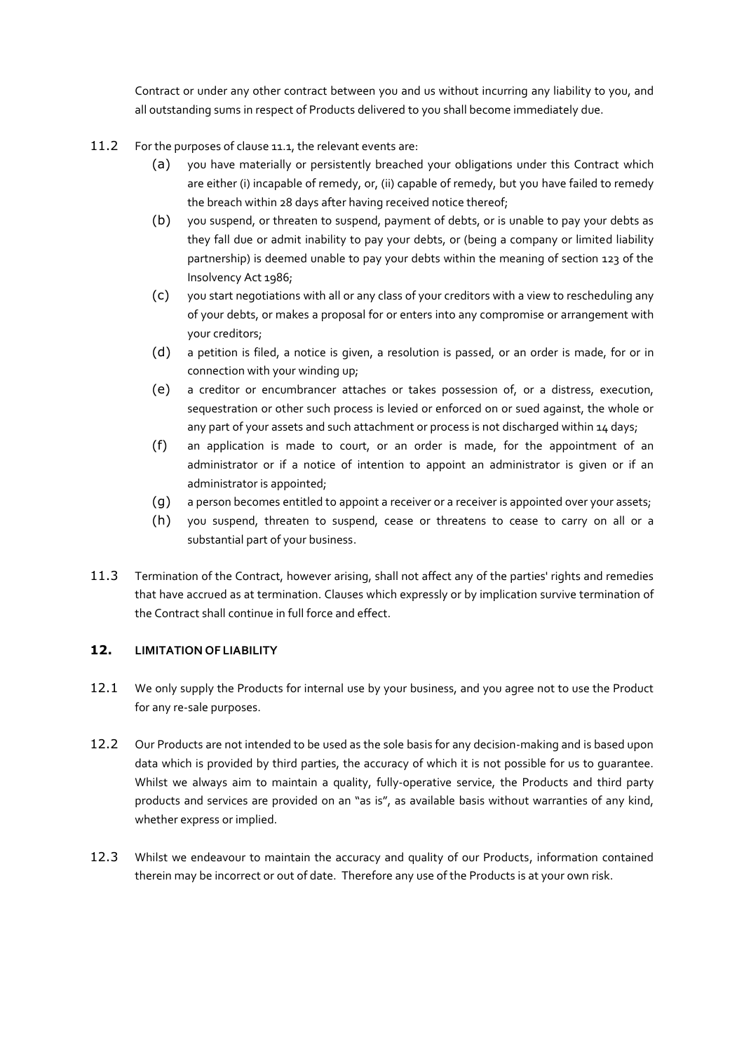Contract or under any other contract between you and us without incurring any liability to you, and all outstanding sums in respect of Products delivered to you shall become immediately due.

11.2 For the purposes of clause 11.1, the relevant events are:

(a) you have materially or persistently breached your obligations under this Contract which are either (i) incapable of remedy, or, (ii) capable of remedy, but you have failed to remedy the breach within 28 days after having received notice thereof;

(b) you suspend, or threaten to suspend, payment of debts, or is unable to pay your debts as they fall due or admit inability to pay your debts, or (being a company or limited liability partnership) is deemed unable to pay your debts within the meaning of section 123 of the Insolvency Act 1986;

(c) you start negotiations with all or any class of your creditors with a view to rescheduling any of your debts, or makes a proposal for or enters into any compromise or arrangement with your creditors;

(d) a petition is filed, a notice is given, a resolution is passed, or an order is made, for or in connection with your winding up;

(e) a creditor or encumbrancer attaches or takes possession of, or a distress, execution, sequestration or other such process is levied or enforced on or sued against, the whole or any part of your assets and such attachment or process is not discharged within 14 days;

(f) an application is made to court, or an order is made, for the appointment of an administrator or if a notice of intention to appoint an administrator is given or if an administrator is appointed;

(g) a person becomes entitled to appoint a receiver or a receiver is appointed over your assets;

(h) you suspend, threaten to suspend, cease or threatens to cease to carry on all or a substantial part of your business.

11.3 Termination of the Contract, however arising, shall not affect any of the parties' rights and remedies that have accrued as at termination. Clauses which expressly or by implication survive termination of the Contract shall continue in full force and effect.

## 12. LIMITATION OF LIABILITY

12.1 We only supply the Products for internal use by your business, and you agree not to use the Product for any re-sale purposes.

12.2 Our Products are not intended to be used as the sole basis for any decision-making and is based upon data which is provided by third parties, the accuracy of which it is not possible for us to guarantee. Whilst we always aim to maintain a quality, fully-operative service, the Products and third party products and services are provided on an "as is", as available basis without warranties of any kind, whether express or implied.

12.3 Whilst we endeavour to maintain the accuracy and quality of our Products, information contained therein may be incorrect or out of date. Therefore any use of the Products is at your own risk.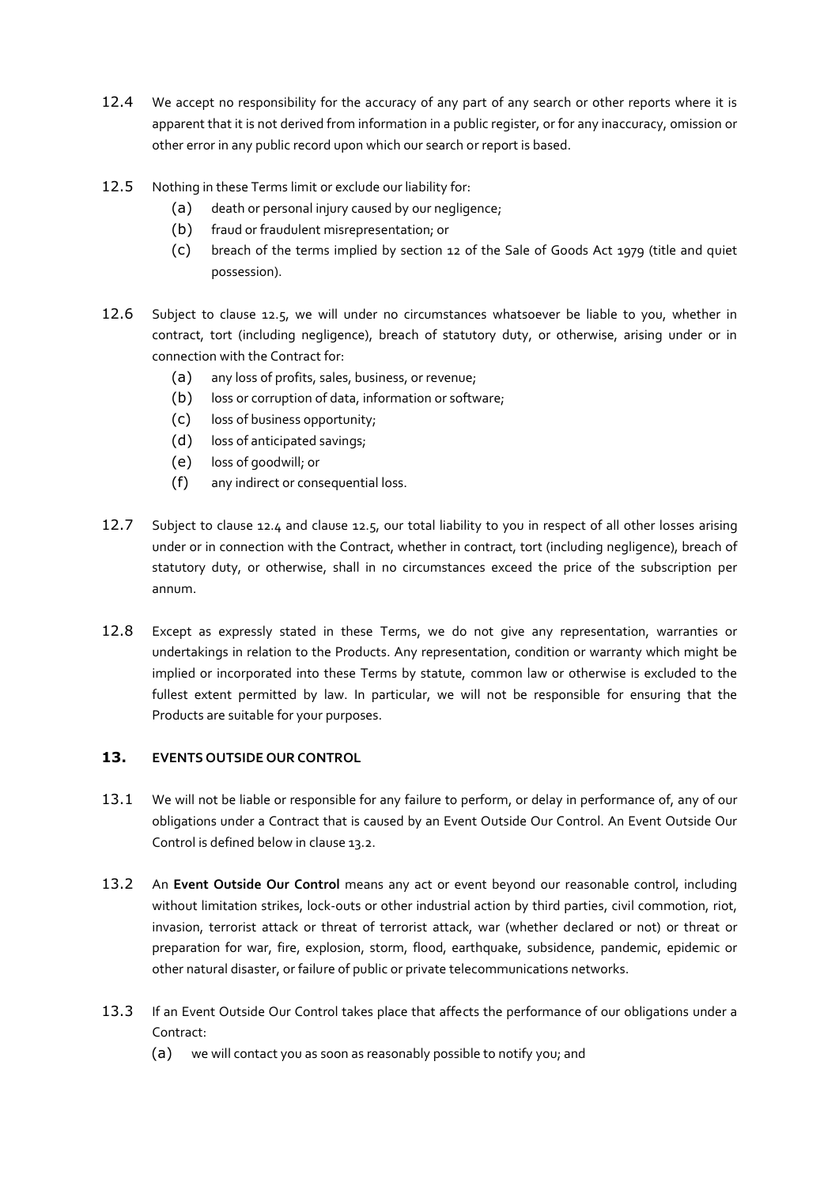12.4 We accept no responsibility for the accuracy of any part of any search or other reports where it is apparent that it is not derived from information in a public register, or for any inaccuracy, omission or other error in any public record upon which our search or report is based.

12.5 Nothing in these Terms limit or exclude our liability for:

- (a) death or personal injury caused by our negligence;
- (b) fraud or fraudulent misrepresentation; or
- (c) breach of the terms implied by section 12 of the Sale of Goods Act 1979 (title and quiet possession).

12.6 Subject to clause 12.5, we will under no circumstances whatsoever be liable to you, whether in contract, tort (including negligence), breach of statutory duty, or otherwise, arising under or in connection with the Contract for:

- (a) any loss of profits, sales, business, or revenue;
- (b) loss or corruption of data, information or software;
- (c) loss of business opportunity;
- (d) loss of anticipated savings;
- (e) loss of goodwill; or
- (f) any indirect or consequential loss.

12.7 Subject to clause 12.4 and clause 12.5, our total liability to you in respect of all other losses arising under or in connection with the Contract, whether in contract, tort (including negligence), breach of statutory duty, or otherwise, shall in no circumstances exceed the price of the subscription per annum.

12.8 Except as expressly stated in these Terms, we do not give any representation, warranties or undertakings in relation to the Products. Any representation, condition or warranty which might be implied or incorporated into these Terms by statute, common law or otherwise is excluded to the fullest extent permitted by law. In particular, we will not be responsible for ensuring that the Products are suitable for your purposes.

## 13. EVENTS OUTSIDE OUR CONTROL

13.1 We will not be liable or responsible for any failure to perform, or delay in performance of, any of our obligations under a Contract that is caused by an Event Outside Our Control. An Event Outside Our Control is defined below in clause 13.2.

13.2 An **Event Outside Our Control** means any act or event beyond our reasonable control, including without limitation strikes, lock-outs or other industrial action by third parties, civil commotion, riot, invasion, terrorist attack or threat of terrorist attack, war (whether declared or not) or threat or preparation for war, fire, explosion, storm, flood, earthquake, subsidence, pandemic, epidemic or other natural disaster, or failure of public or private telecommunications networks.

13.3 If an Event Outside Our Control takes place that affects the performance of our obligations under a Contract:

- (a) we will contact you as soon as reasonably possible to notify you; and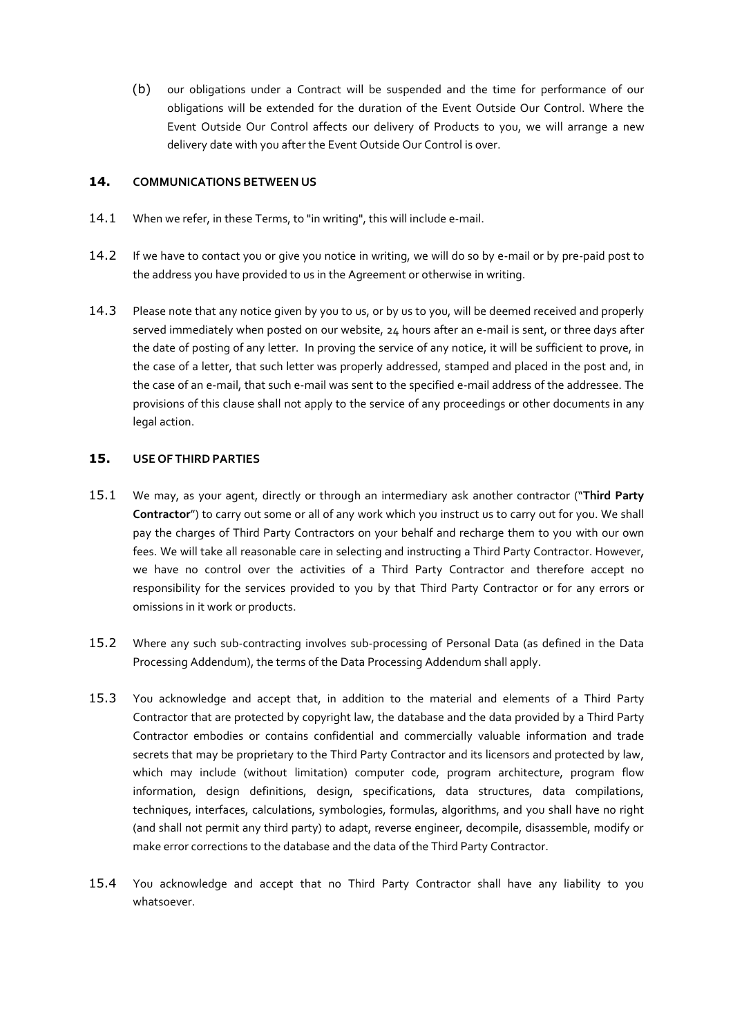(b) our obligations under a Contract will be suspended and the time for performance of our obligations will be extended for the duration of the Event Outside Our Control. Where the Event Outside Our Control affects our delivery of Products to you, we will arrange a new delivery date with you after the Event Outside Our Control is over.

## 14. COMMUNICATIONS BETWEEN US

14.1 When we refer, in these Terms, to "in writing", this will include e-mail.

14.2 If we have to contact you or give you notice in writing, we will do so by e-mail or by pre-paid post to the address you have provided to us in the Agreement or otherwise in writing.

14.3 Please note that any notice given by you to us, or by us to you, will be deemed received and properly served immediately when posted on our website, 24 hours after an e-mail is sent, or three days after the date of posting of any letter. In proving the service of any notice, it will be sufficient to prove, in the case of a letter, that such letter was properly addressed, stamped and placed in the post and, in the case of an e-mail, that such e-mail was sent to the specified e-mail address of the addressee. The provisions of this clause shall not apply to the service of any proceedings or other documents in any legal action.

## 15. USE OF THIRD PARTIES

15.1 We may, as your agent, directly or through an intermediary ask another contractor ("**Third Party Contractor**") to carry out some or all of any work which you instruct us to carry out for you. We shall pay the charges of Third Party Contractors on your behalf and recharge them to you with our own fees. We will take all reasonable care in selecting and instructing a Third Party Contractor. However, we have no control over the activities of a Third Party Contractor and therefore accept no responsibility for the services provided to you by that Third Party Contractor or for any errors or omissions in it work or products.

15.2 Where any such sub-contracting involves sub-processing of Personal Data (as defined in the Data Processing Addendum), the terms of the Data Processing Addendum shall apply.

15.3 You acknowledge and accept that, in addition to the material and elements of a Third Party Contractor that are protected by copyright law, the database and the data provided by a Third Party Contractor embodies or contains confidential and commercially valuable information and trade secrets that may be proprietary to the Third Party Contractor and its licensors and protected by law, which may include (without limitation) computer code, program architecture, program flow information, design definitions, design, specifications, data structures, data compilations, techniques, interfaces, calculations, symbologies, formulas, algorithms, and you shall have no right (and shall not permit any third party) to adapt, reverse engineer, decompile, disassemble, modify or make error corrections to the database and the data of the Third Party Contractor.

15.4 You acknowledge and accept that no Third Party Contractor shall have any liability to you whatsoever.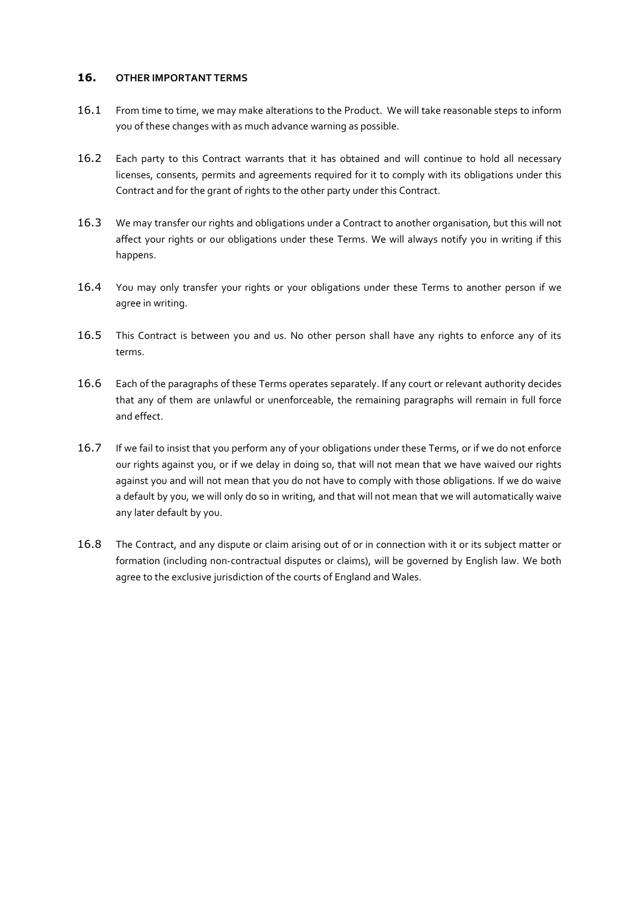## 16. OTHER IMPORTANT TERMS

16.1 From time to time, we may make alterations to the Product. We will take reasonable steps to inform you of these changes with as much advance warning as possible.

16.2 Each party to this Contract warrants that it has obtained and will continue to hold all necessary licenses, consents, permits and agreements required for it to comply with its obligations under this Contract and for the grant of rights to the other party under this Contract.

16.3 We may transfer our rights and obligations under a Contract to another organisation, but this will not affect your rights or our obligations under these Terms. We will always notify you in writing if this happens.

16.4 You may only transfer your rights or your obligations under these Terms to another person if we agree in writing.

16.5 This Contract is between you and us. No other person shall have any rights to enforce any of its terms.

16.6 Each of the paragraphs of these Terms operates separately. If any court or relevant authority decides that any of them are unlawful or unenforceable, the remaining paragraphs will remain in full force and effect.

16.7 If we fail to insist that you perform any of your obligations under these Terms, or if we do not enforce our rights against you, or if we delay in doing so, that will not mean that we have waived our rights against you and will not mean that you do not have to comply with those obligations. If we do waive a default by you, we will only do so in writing, and that will not mean that we will automatically waive any later default by you.

16.8 The Contract, and any dispute or claim arising out of or in connection with it or its subject matter or formation (including non-contractual disputes or claims), will be governed by English law. We both agree to the exclusive jurisdiction of the courts of England and Wales.